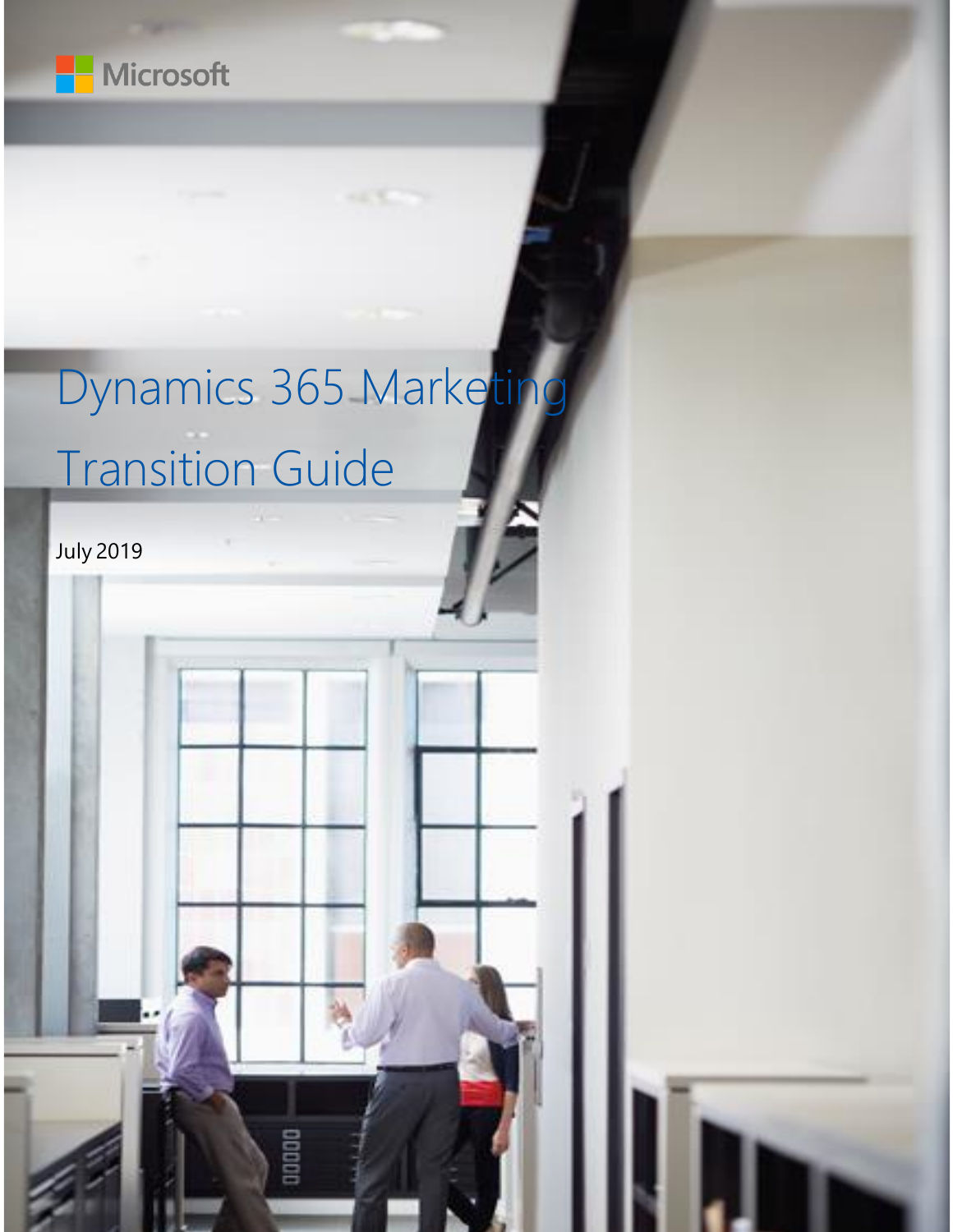Microsoft

# Dynamics 365 Marketing Transition Guide

July 2019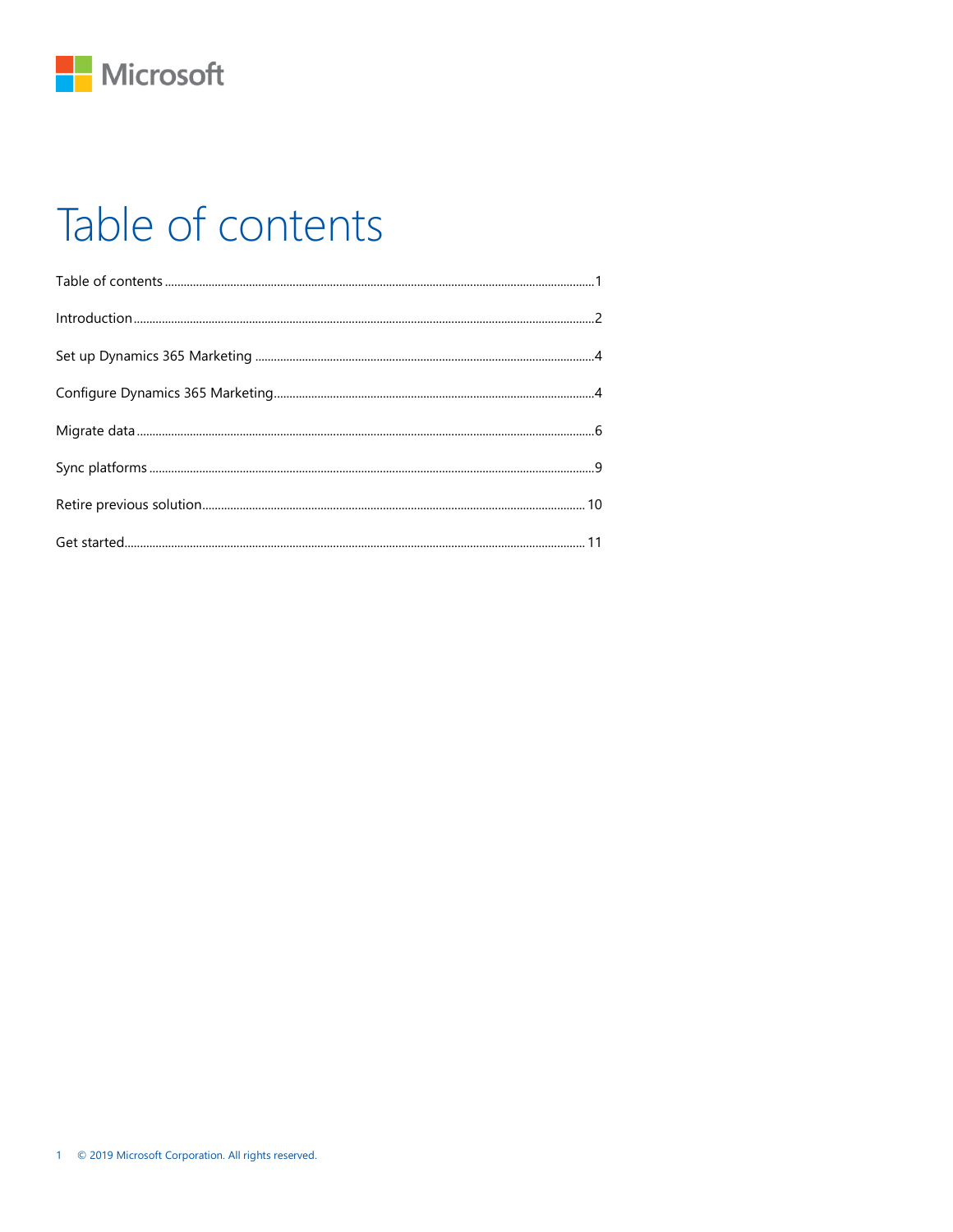# Table of contents

Table of contents ........................................................................................................................................1

Introduction ...................................................................................................................................................2

Set up Dynamics 365 Marketing ...........................................................................................................4

Configure Dynamics 365 Marketing......................................................................................................4

Migrate data ..................................................................................................................................................6

Sync platforms ..............................................................................................................................................9

Retire previous solution......................................................................................................................... 10

Get started.................................................................................................................................................. 11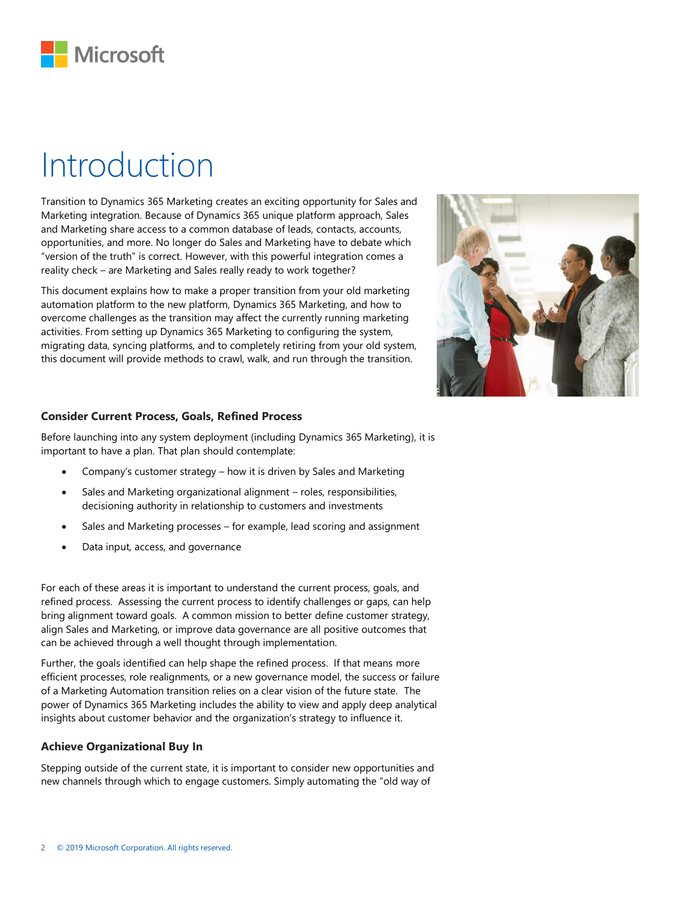# Introduction

Transition to Dynamics 365 Marketing creates an exciting opportunity for Sales and Marketing integration. Because of Dynamics 365 unique platform approach, Sales and Marketing share access to a common database of leads, contacts, accounts, opportunities, and more. No longer do Sales and Marketing have to debate which "version of the truth" is correct. However, with this powerful integration comes a reality check – are Marketing and Sales really ready to work together?

This document explains how to make a proper transition from your old marketing automation platform to the new platform, Dynamics 365 Marketing, and how to overcome challenges as the transition may affect the currently running marketing activities. From setting up Dynamics 365 Marketing to configuring the system, migrating data, syncing platforms, and to completely retiring from your old system, this document will provide methods to crawl, walk, and run through the transition.

### Consider Current Process, Goals, Refined Process

Before launching into any system deployment (including Dynamics 365 Marketing), it is important to have a plan. That plan should contemplate:

- Company's customer strategy – how it is driven by Sales and Marketing
- Sales and Marketing organizational alignment – roles, responsibilities, decisioning authority in relationship to customers and investments
- Sales and Marketing processes – for example, lead scoring and assignment
- Data input, access, and governance

For each of these areas it is important to understand the current process, goals, and refined process. Assessing the current process to identify challenges or gaps, can help bring alignment toward goals. A common mission to better define customer strategy, align Sales and Marketing, or improve data governance are all positive outcomes that can be achieved through a well thought through implementation.

Further, the goals identified can help shape the refined process. If that means more efficient processes, role realignments, or a new governance model, the success or failure of a Marketing Automation transition relies on a clear vision of the future state. The power of Dynamics 365 Marketing includes the ability to view and apply deep analytical insights about customer behavior and the organization's strategy to influence it.

### Achieve Organizational Buy In

Stepping outside of the current state, it is important to consider new opportunities and new channels through which to engage customers. Simply automating the "old way of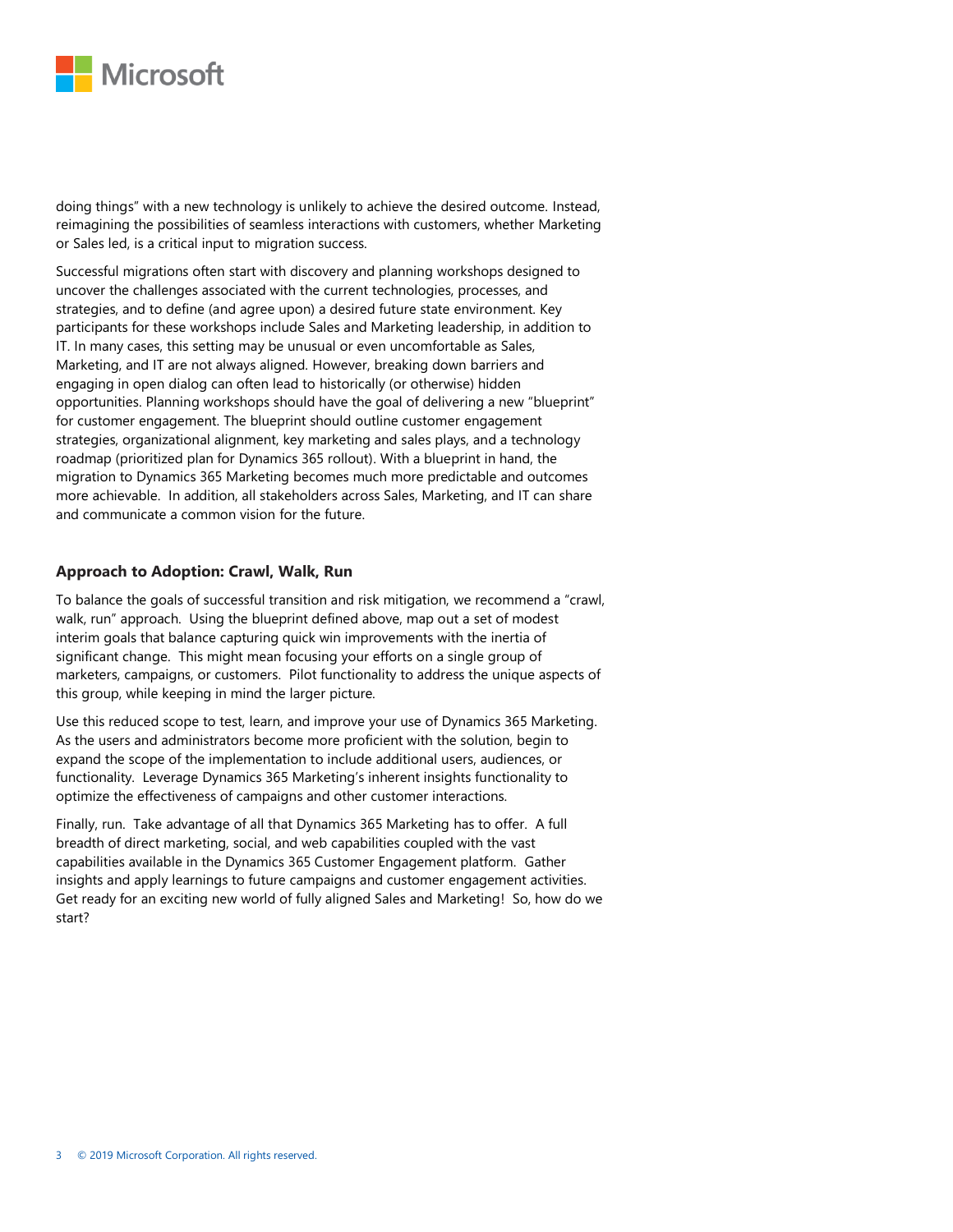doing things" with a new technology is unlikely to achieve the desired outcome. Instead, reimagining the possibilities of seamless interactions with customers, whether Marketing or Sales led, is a critical input to migration success.

Successful migrations often start with discovery and planning workshops designed to uncover the challenges associated with the current technologies, processes, and strategies, and to define (and agree upon) a desired future state environment. Key participants for these workshops include Sales and Marketing leadership, in addition to IT. In many cases, this setting may be unusual or even uncomfortable as Sales, Marketing, and IT are not always aligned. However, breaking down barriers and engaging in open dialog can often lead to historically (or otherwise) hidden opportunities. Planning workshops should have the goal of delivering a new "blueprint" for customer engagement. The blueprint should outline customer engagement strategies, organizational alignment, key marketing and sales plays, and a technology roadmap (prioritized plan for Dynamics 365 rollout). With a blueprint in hand, the migration to Dynamics 365 Marketing becomes much more predictable and outcomes more achievable. In addition, all stakeholders across Sales, Marketing, and IT can share and communicate a common vision for the future.

### Approach to Adoption: Crawl, Walk, Run

To balance the goals of successful transition and risk mitigation, we recommend a "crawl, walk, run" approach. Using the blueprint defined above, map out a set of modest interim goals that balance capturing quick win improvements with the inertia of significant change. This might mean focusing your efforts on a single group of marketers, campaigns, or customers. Pilot functionality to address the unique aspects of this group, while keeping in mind the larger picture.

Use this reduced scope to test, learn, and improve your use of Dynamics 365 Marketing. As the users and administrators become more proficient with the solution, begin to expand the scope of the implementation to include additional users, audiences, or functionality. Leverage Dynamics 365 Marketing's inherent insights functionality to optimize the effectiveness of campaigns and other customer interactions.

Finally, run. Take advantage of all that Dynamics 365 Marketing has to offer. A full breadth of direct marketing, social, and web capabilities coupled with the vast capabilities available in the Dynamics 365 Customer Engagement platform. Gather insights and apply learnings to future campaigns and customer engagement activities. Get ready for an exciting new world of fully aligned Sales and Marketing! So, how do we start?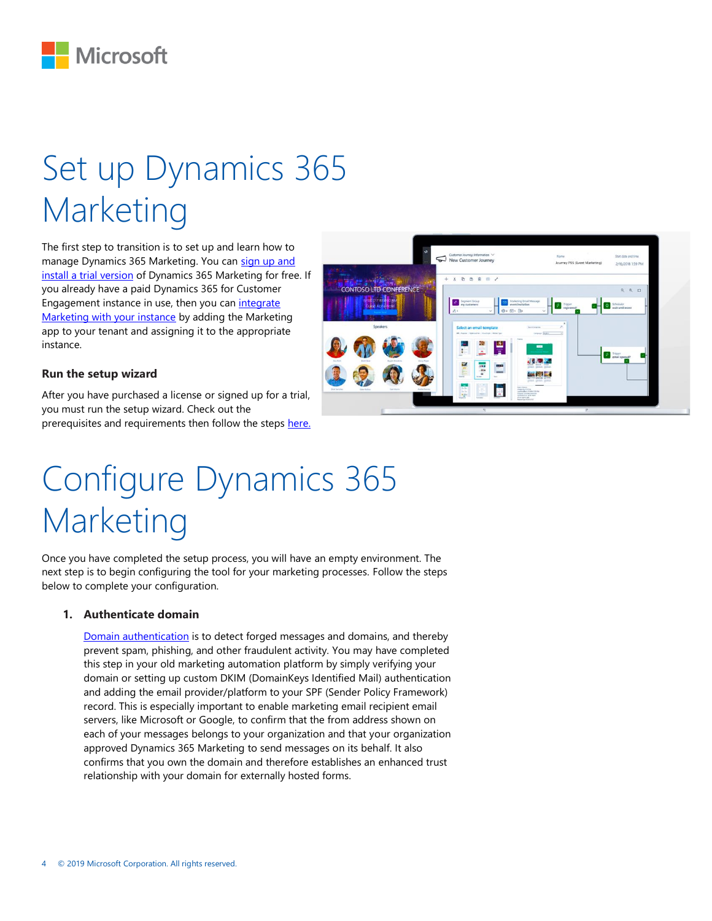# Set up Dynamics 365 Marketing

The first step to transition is to set up and learn how to manage Dynamics 365 Marketing. You can sign up and install a trial version of Dynamics 365 Marketing for free. If you already have a paid Dynamics 365 for Customer Engagement instance in use, then you can integrate Marketing with your instance by adding the Marketing app to your tenant and assigning it to the appropriate instance.

### Run the setup wizard

After you have purchased a license or signed up for a trial, you must run the setup wizard. Check out the prerequisites and requirements then follow the steps here.

# Configure Dynamics 365 Marketing

Once you have completed the setup process, you will have an empty environment. The next step is to begin configuring the tool for your marketing processes. Follow the steps below to complete your configuration.

1. **Authenticate domain**

   Domain authentication is to detect forged messages and domains, and thereby prevent spam, phishing, and other fraudulent activity. You may have completed this step in your old marketing automation platform by simply verifying your domain or setting up custom DKIM (DomainKeys Identified Mail) authentication and adding the email provider/platform to your SPF (Sender Policy Framework) record. This is especially important to enable marketing email recipient email servers, like Microsoft or Google, to confirm that the from address shown on each of your messages belongs to your organization and that your organization approved Dynamics 365 Marketing to send messages on its behalf. It also confirms that you own the domain and therefore establishes an enhanced trust relationship with your domain for externally hosted forms.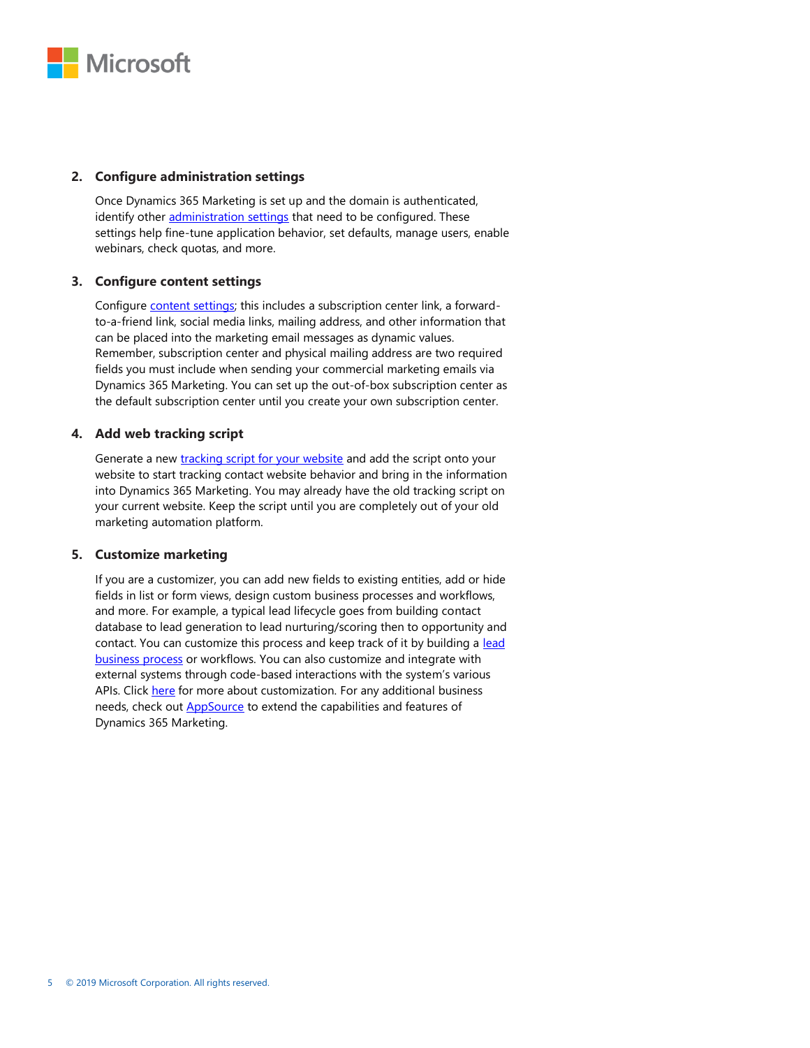2. **Configure administration settings**

   Once Dynamics 365 Marketing is set up and the domain is authenticated, identify other administration settings that need to be configured. These settings help fine-tune application behavior, set defaults, manage users, enable webinars, check quotas, and more.

3. **Configure content settings**

   Configure content settings; this includes a subscription center link, a forward-to-a-friend link, social media links, mailing address, and other information that can be placed into the marketing email messages as dynamic values. Remember, subscription center and physical mailing address are two required fields you must include when sending your commercial marketing emails via Dynamics 365 Marketing. You can set up the out-of-box subscription center as the default subscription center until you create your own subscription center.

4. **Add web tracking script**

   Generate a new tracking script for your website and add the script onto your website to start tracking contact website behavior and bring in the information into Dynamics 365 Marketing. You may already have the old tracking script on your current website. Keep the script until you are completely out of your old marketing automation platform.

5. **Customize marketing**

   If you are a customizer, you can add new fields to existing entities, add or hide fields in list or form views, design custom business processes and workflows, and more. For example, a typical lead lifecycle goes from building contact database to lead generation to lead nurturing/scoring then to opportunity and contact. You can customize this process and keep track of it by building a lead business process or workflows. You can also customize and integrate with external systems through code-based interactions with the system's various APIs. Click here for more about customization. For any additional business needs, check out AppSource to extend the capabilities and features of Dynamics 365 Marketing.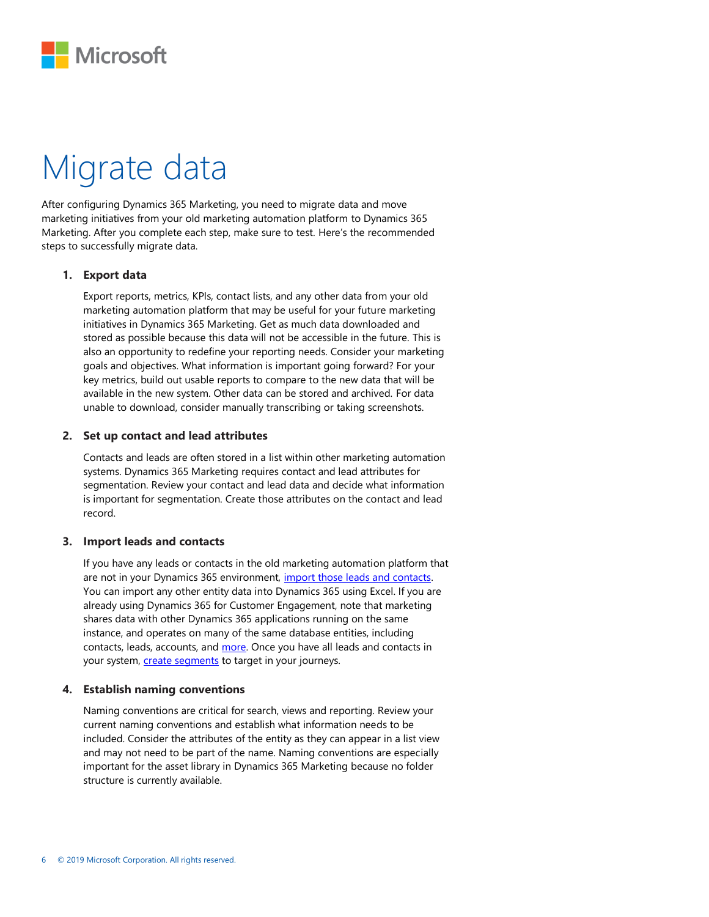# Migrate data

After configuring Dynamics 365 Marketing, you need to migrate data and move marketing initiatives from your old marketing automation platform to Dynamics 365 Marketing. After you complete each step, make sure to test. Here's the recommended steps to successfully migrate data.

1. **Export data**

   Export reports, metrics, KPIs, contact lists, and any other data from your old marketing automation platform that may be useful for your future marketing initiatives in Dynamics 365 Marketing. Get as much data downloaded and stored as possible because this data will not be accessible in the future. This is also an opportunity to redefine your reporting needs. Consider your marketing goals and objectives. What information is important going forward? For your key metrics, build out usable reports to compare to the new data that will be available in the new system. Other data can be stored and archived. For data unable to download, consider manually transcribing or taking screenshots.

2. **Set up contact and lead attributes**

   Contacts and leads are often stored in a list within other marketing automation systems. Dynamics 365 Marketing requires contact and lead attributes for segmentation. Review your contact and lead data and decide what information is important for segmentation. Create those attributes on the contact and lead record.

3. **Import leads and contacts**

   If you have any leads or contacts in the old marketing automation platform that are not in your Dynamics 365 environment, import those leads and contacts. You can import any other entity data into Dynamics 365 using Excel. If you are already using Dynamics 365 for Customer Engagement, note that marketing shares data with other Dynamics 365 applications running on the same instance, and operates on many of the same database entities, including contacts, leads, accounts, and more. Once you have all leads and contacts in your system, create segments to target in your journeys.

4. **Establish naming conventions**

   Naming conventions are critical for search, views and reporting. Review your current naming conventions and establish what information needs to be included. Consider the attributes of the entity as they can appear in a list view and may not need to be part of the name. Naming conventions are especially important for the asset library in Dynamics 365 Marketing because no folder structure is currently available.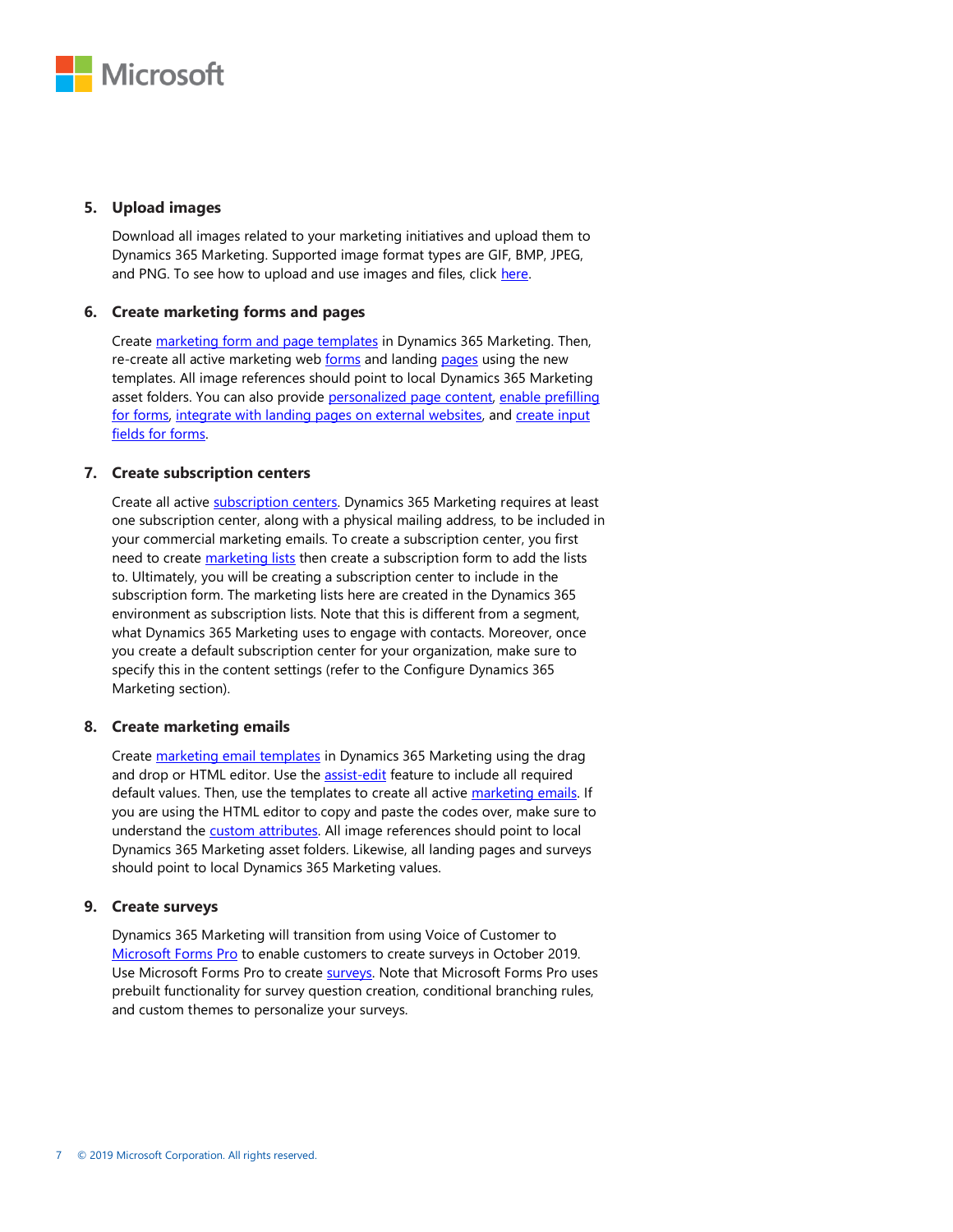5. **Upload images**

   Download all images related to your marketing initiatives and upload them to Dynamics 365 Marketing. Supported image format types are GIF, BMP, JPEG, and PNG. To see how to upload and use images and files, click here.

6. **Create marketing forms and pages**

   Create marketing form and page templates in Dynamics 365 Marketing. Then, re-create all active marketing web forms and landing pages using the new templates. All image references should point to local Dynamics 365 Marketing asset folders. You can also provide personalized page content, enable prefilling for forms, integrate with landing pages on external websites, and create input fields for forms.

7. **Create subscription centers**

   Create all active subscription centers. Dynamics 365 Marketing requires at least one subscription center, along with a physical mailing address, to be included in your commercial marketing emails. To create a subscription center, you first need to create marketing lists then create a subscription form to add the lists to. Ultimately, you will be creating a subscription center to include in the subscription form. The marketing lists here are created in the Dynamics 365 environment as subscription lists. Note that this is different from a segment, what Dynamics 365 Marketing uses to engage with contacts. Moreover, once you create a default subscription center for your organization, make sure to specify this in the content settings (refer to the Configure Dynamics 365 Marketing section).

8. **Create marketing emails**

   Create marketing email templates in Dynamics 365 Marketing using the drag and drop or HTML editor. Use the assist-edit feature to include all required default values. Then, use the templates to create all active marketing emails. If you are using the HTML editor to copy and paste the codes over, make sure to understand the custom attributes. All image references should point to local Dynamics 365 Marketing asset folders. Likewise, all landing pages and surveys should point to local Dynamics 365 Marketing values.

9. **Create surveys**

   Dynamics 365 Marketing will transition from using Voice of Customer to Microsoft Forms Pro to enable customers to create surveys in October 2019. Use Microsoft Forms Pro to create surveys. Note that Microsoft Forms Pro uses prebuilt functionality for survey question creation, conditional branching rules, and custom themes to personalize your surveys.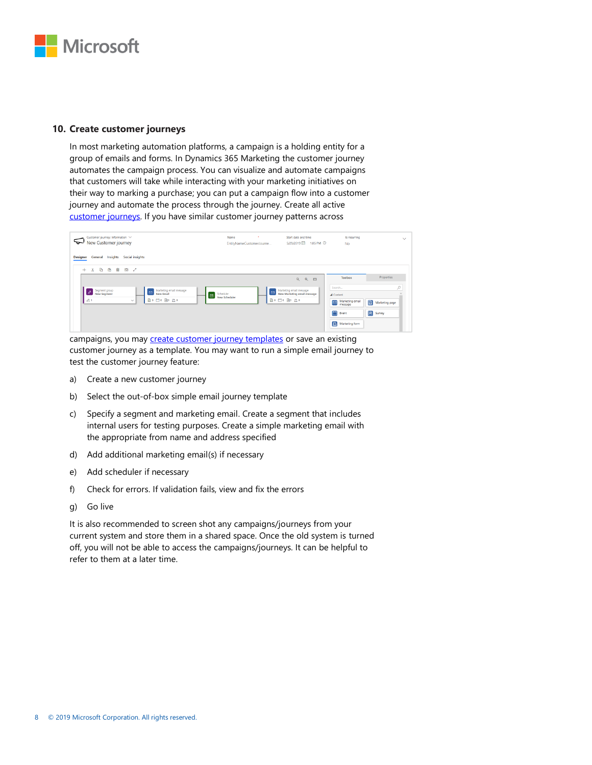## 10. Create customer journeys

In most marketing automation platforms, a campaign is a holding entity for a group of emails and forms. In Dynamics 365 Marketing the customer journey automates the campaign process. You can visualize and automate campaigns that customers will take while interacting with your marketing initiatives on their way to marking a purchase; you can put a campaign flow into a customer journey and automate the process through the journey. Create all active customer journeys. If you have similar customer journey patterns across campaigns, you may create customer journey templates or save an existing customer journey as a template. You may want to run a simple email journey to test the customer journey feature:

a) Create a new customer journey

b) Select the out-of-box simple email journey template

c) Specify a segment and marketing email. Create a segment that includes internal users for testing purposes. Create a simple marketing email with the appropriate from name and address specified

d) Add additional marketing email(s) if necessary

e) Add scheduler if necessary

f) Check for errors. If validation fails, view and fix the errors

g) Go live

It is also recommended to screen shot any campaigns/journeys from your current system and store them in a shared space. Once the old system is turned off, you will not be able to access the campaigns/journeys. It can be helpful to refer to them at a later time.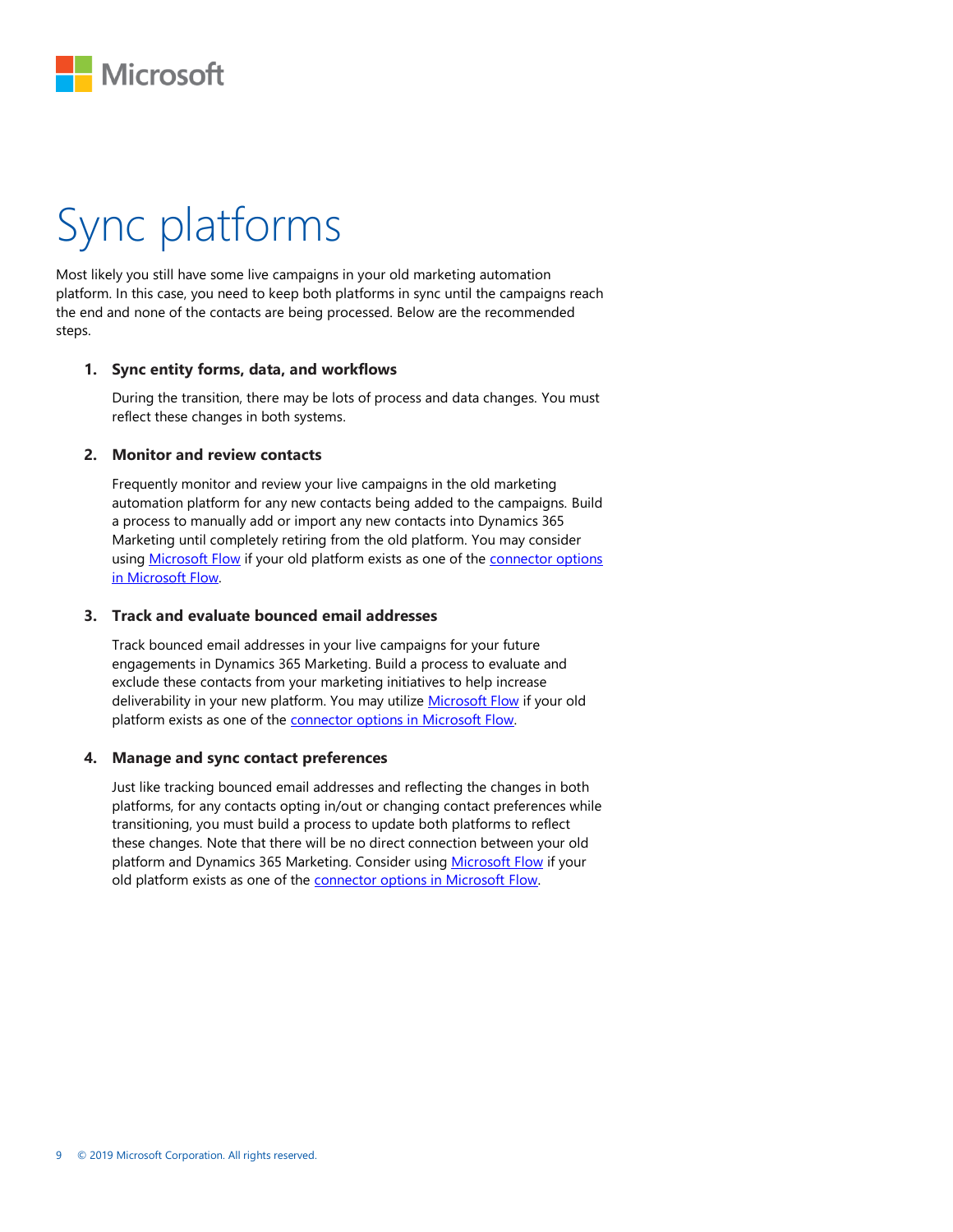# Sync platforms

Most likely you still have some live campaigns in your old marketing automation platform. In this case, you need to keep both platforms in sync until the campaigns reach the end and none of the contacts are being processed. Below are the recommended steps.

1. **Sync entity forms, data, and workflows**

   During the transition, there may be lots of process and data changes. You must reflect these changes in both systems.

2. **Monitor and review contacts**

   Frequently monitor and review your live campaigns in the old marketing automation platform for any new contacts being added to the campaigns. Build a process to manually add or import any new contacts into Dynamics 365 Marketing until completely retiring from the old platform. You may consider using Microsoft Flow if your old platform exists as one of the connector options in Microsoft Flow.

3. **Track and evaluate bounced email addresses**

   Track bounced email addresses in your live campaigns for your future engagements in Dynamics 365 Marketing. Build a process to evaluate and exclude these contacts from your marketing initiatives to help increase deliverability in your new platform. You may utilize Microsoft Flow if your old platform exists as one of the connector options in Microsoft Flow.

4. **Manage and sync contact preferences**

   Just like tracking bounced email addresses and reflecting the changes in both platforms, for any contacts opting in/out or changing contact preferences while transitioning, you must build a process to update both platforms to reflect these changes. Note that there will be no direct connection between your old platform and Dynamics 365 Marketing. Consider using Microsoft Flow if your old platform exists as one of the connector options in Microsoft Flow.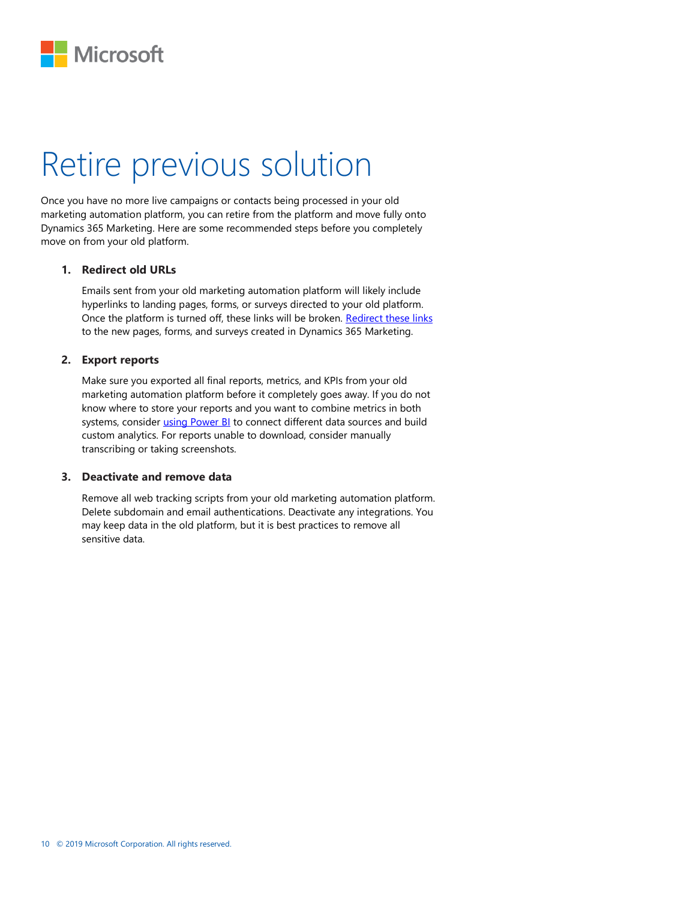# Retire previous solution

Once you have no more live campaigns or contacts being processed in your old marketing automation platform, you can retire from the platform and move fully onto Dynamics 365 Marketing. Here are some recommended steps before you completely move on from your old platform.

1. **Redirect old URLs**

   Emails sent from your old marketing automation platform will likely include hyperlinks to landing pages, forms, or surveys directed to your old platform. Once the platform is turned off, these links will be broken. Redirect these links to the new pages, forms, and surveys created in Dynamics 365 Marketing.

2. **Export reports**

   Make sure you exported all final reports, metrics, and KPIs from your old marketing automation platform before it completely goes away. If you do not know where to store your reports and you want to combine metrics in both systems, consider using Power BI to connect different data sources and build custom analytics. For reports unable to download, consider manually transcribing or taking screenshots.

3. **Deactivate and remove data**

   Remove all web tracking scripts from your old marketing automation platform. Delete subdomain and email authentications. Deactivate any integrations. You may keep data in the old platform, but it is best practices to remove all sensitive data.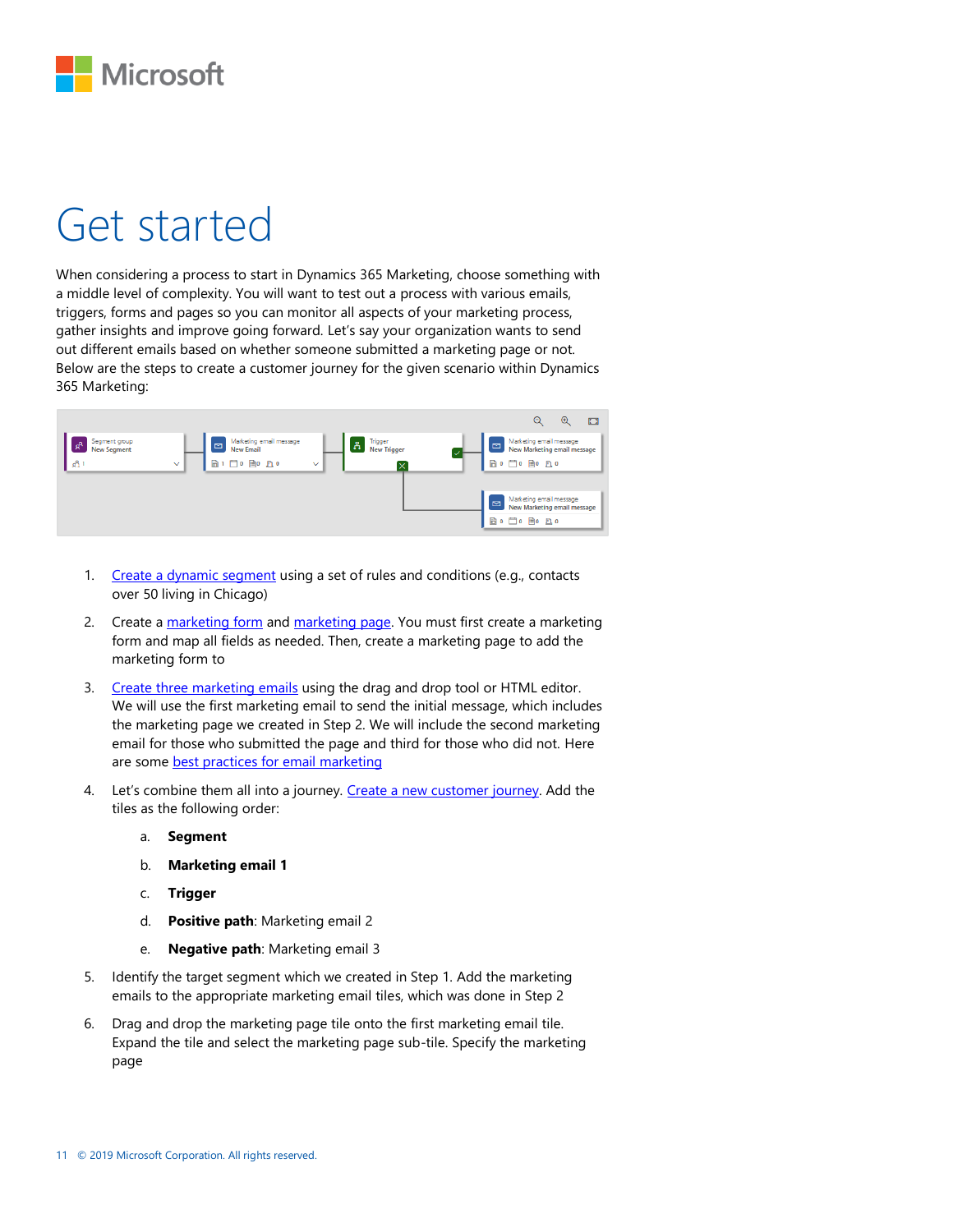# Get started

When considering a process to start in Dynamics 365 Marketing, choose something with a middle level of complexity. You will want to test out a process with various emails, triggers, forms and pages so you can monitor all aspects of your marketing process, gather insights and improve going forward. Let's say your organization wants to send out different emails based on whether someone submitted a marketing page or not. Below are the steps to create a customer journey for the given scenario within Dynamics 365 Marketing:

1. Create a dynamic segment using a set of rules and conditions (e.g., contacts over 50 living in Chicago)
2. Create a marketing form and marketing page. You must first create a marketing form and map all fields as needed. Then, create a marketing page to add the marketing form to
3. Create three marketing emails using the drag and drop tool or HTML editor. We will use the first marketing email to send the initial message, which includes the marketing page we created in Step 2. We will include the second marketing email for those who submitted the page and third for those who did not. Here are some best practices for email marketing
4. Let's combine them all into a journey. Create a new customer journey. Add the tiles as the following order:
    a. **Segment**
    b. **Marketing email 1**
    c. **Trigger**
    d. **Positive path**: Marketing email 2
    e. **Negative path**: Marketing email 3
5. Identify the target segment which we created in Step 1. Add the marketing emails to the appropriate marketing email tiles, which was done in Step 2
6. Drag and drop the marketing page tile onto the first marketing email tile. Expand the tile and select the marketing page sub-tile. Specify the marketing page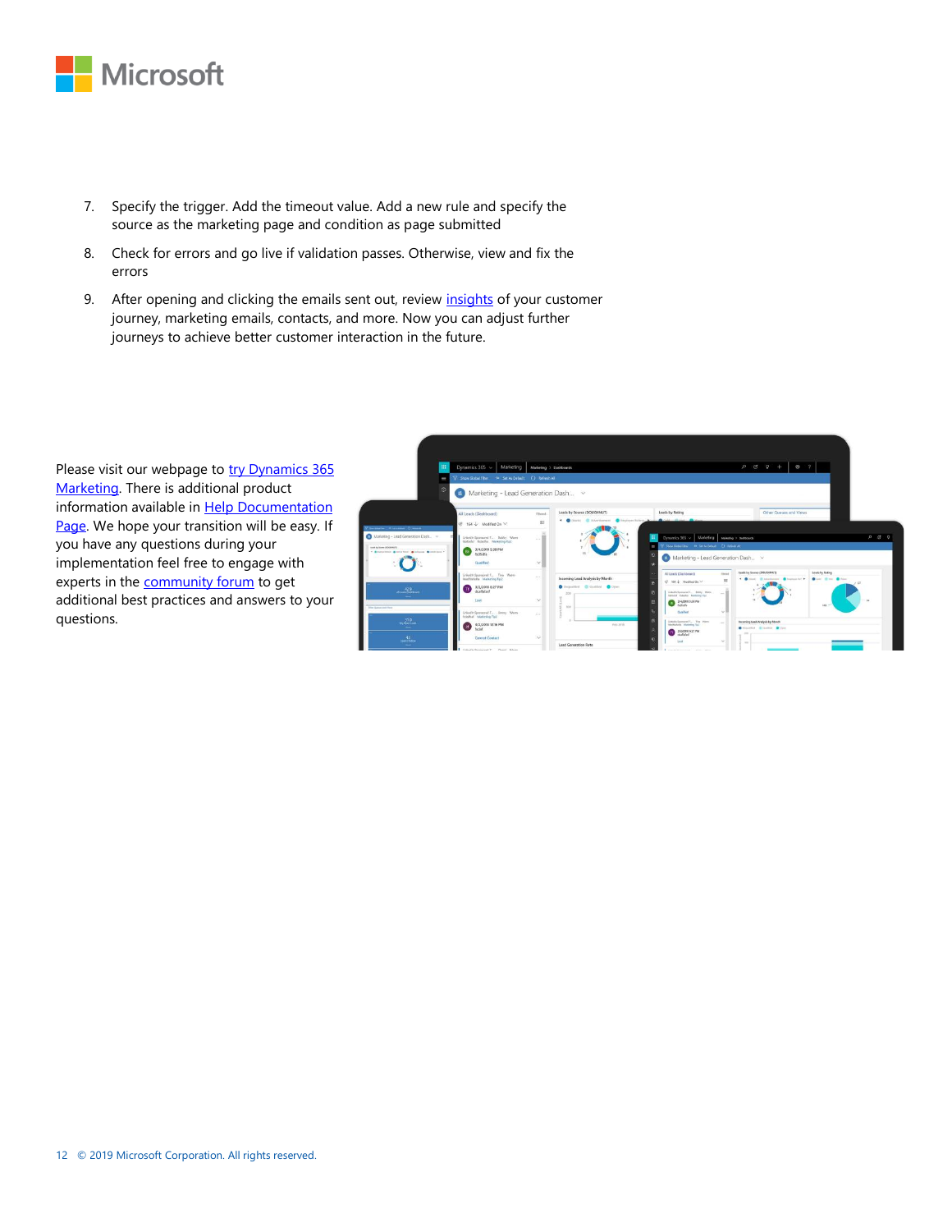7. Specify the trigger. Add the timeout value. Add a new rule and specify the source as the marketing page and condition as page submitted
8. Check for errors and go live if validation passes. Otherwise, view and fix the errors
9. After opening and clicking the emails sent out, review insights of your customer journey, marketing emails, contacts, and more. Now you can adjust further journeys to achieve better customer interaction in the future.

Please visit our webpage to try Dynamics 365 Marketing. There is additional product information available in Help Documentation Page. We hope your transition will be easy. If you have any questions during your implementation feel free to engage with experts in the community forum to get additional best practices and answers to your questions.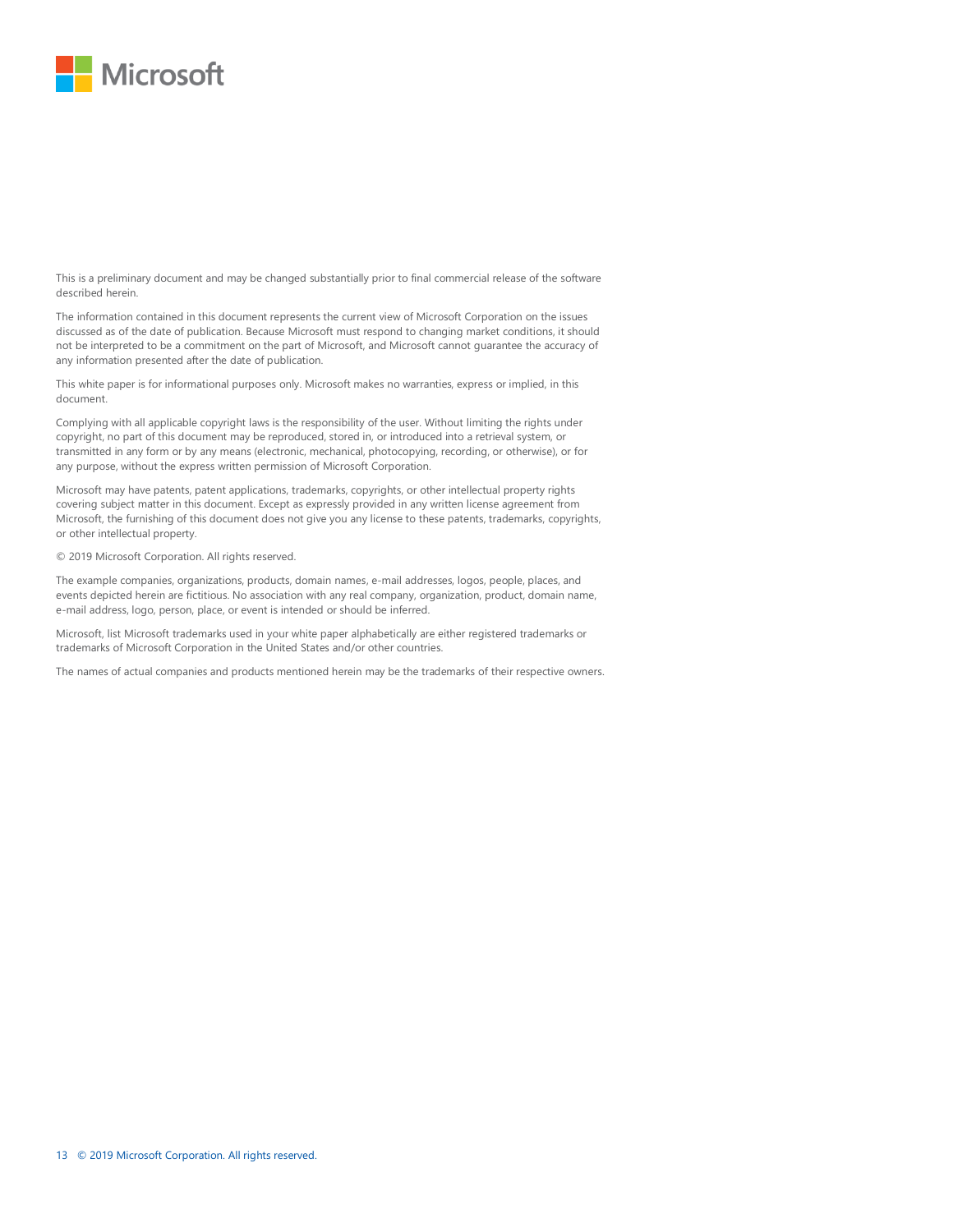This is a preliminary document and may be changed substantially prior to final commercial release of the software described herein.

The information contained in this document represents the current view of Microsoft Corporation on the issues discussed as of the date of publication. Because Microsoft must respond to changing market conditions, it should not be interpreted to be a commitment on the part of Microsoft, and Microsoft cannot guarantee the accuracy of any information presented after the date of publication.

This white paper is for informational purposes only. Microsoft makes no warranties, express or implied, in this document.

Complying with all applicable copyright laws is the responsibility of the user. Without limiting the rights under copyright, no part of this document may be reproduced, stored in, or introduced into a retrieval system, or transmitted in any form or by any means (electronic, mechanical, photocopying, recording, or otherwise), or for any purpose, without the express written permission of Microsoft Corporation.

Microsoft may have patents, patent applications, trademarks, copyrights, or other intellectual property rights covering subject matter in this document. Except as expressly provided in any written license agreement from Microsoft, the furnishing of this document does not give you any license to these patents, trademarks, copyrights, or other intellectual property.

© 2019 Microsoft Corporation. All rights reserved.

The example companies, organizations, products, domain names, e-mail addresses, logos, people, places, and events depicted herein are fictitious. No association with any real company, organization, product, domain name, e-mail address, logo, person, place, or event is intended or should be inferred.

Microsoft, list Microsoft trademarks used in your white paper alphabetically are either registered trademarks or trademarks of Microsoft Corporation in the United States and/or other countries.

The names of actual companies and products mentioned herein may be the trademarks of their respective owners.